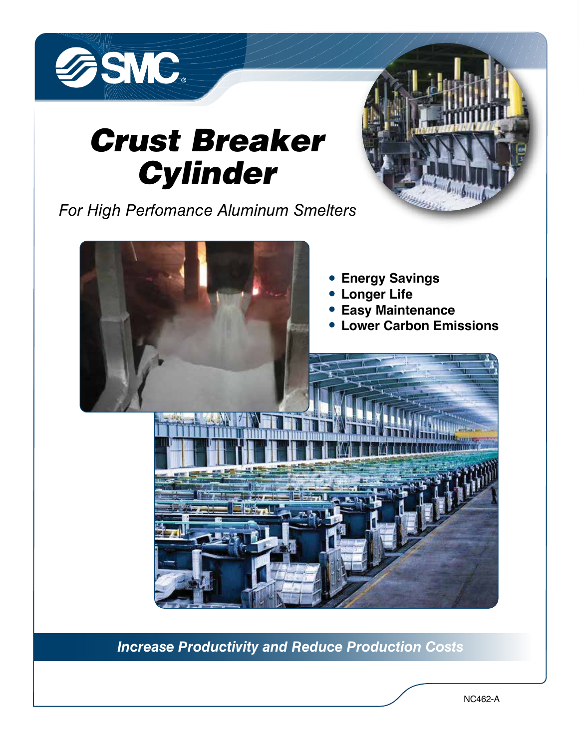SMC

# Crust Breaker Cylinder

*For High Perfomance Aluminum Smelters*

- **Energy Savings**
- **Longer Life**
- **Easy Maintenance**
- **Lower Carbon Emissions**

***Increase Productivity and Reduce Production Costs***

NC462-A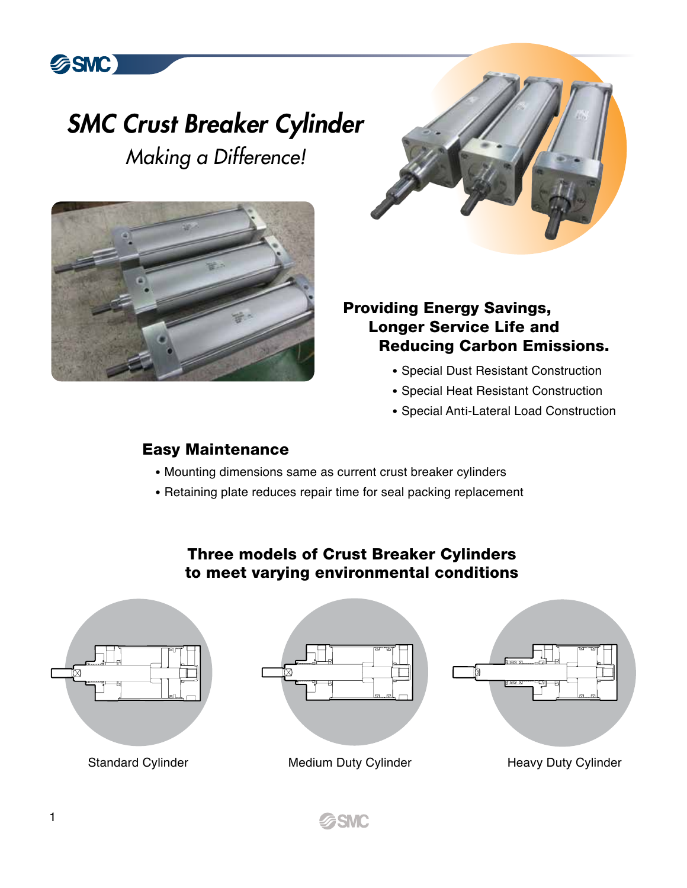# SMC Crust Breaker Cylinder

*Making a Difference!*

**Providing Energy Savings, Longer Service Life and Reducing Carbon Emissions.**

- Special Dust Resistant Construction
- Special Heat Resistant Construction
- Special Anti-Lateral Load Construction

## Easy Maintenance

- Mounting dimensions same as current crust breaker cylinders
- Retaining plate reduces repair time for seal packing replacement

## Three models of Crust Breaker Cylinders to meet varying environmental conditions

Standard Cylinder

Medium Duty Cylinder

Heavy Duty Cylinder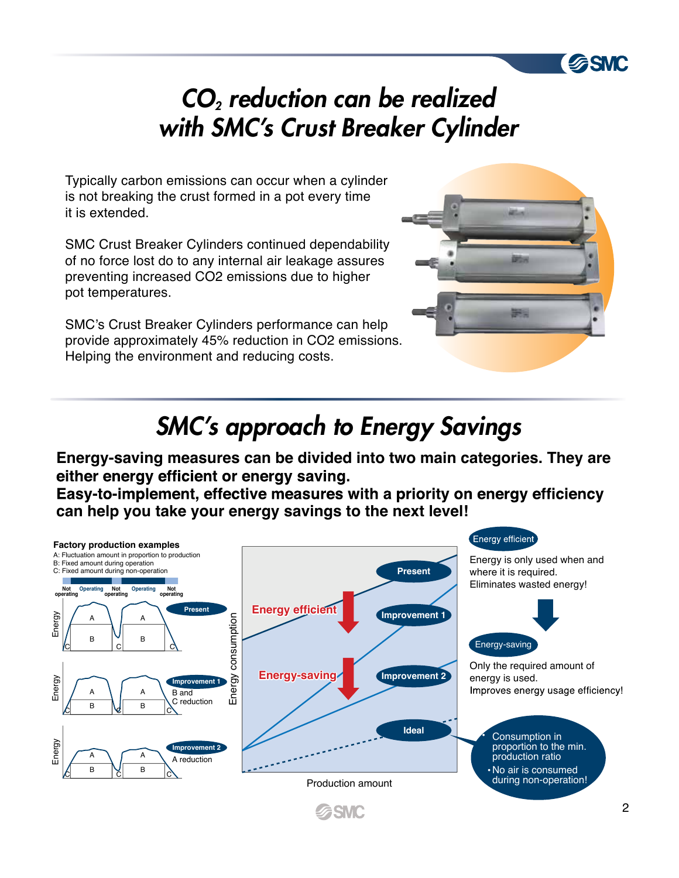# $CO_2$ reduction can be realized with SMC's Crust Breaker Cylinder

Typically carbon emissions can occur when a cylinder is not breaking the crust formed in a pot every time it is extended.

SMC Crust Breaker Cylinders continued dependability of no force lost do to any internal air leakage assures preventing increased CO2 emissions due to higher pot temperatures.

SMC's Crust Breaker Cylinders performance can help provide approximately 45% reduction in CO2 emissions. Helping the environment and reducing costs.

# SMC's approach to Energy Savings

**Energy-saving measures can be divided into two main categories. They are either energy efficient or energy saving.**
**Easy-to-implement, effective measures with a priority on energy efficiency can help you take your energy savings to the next level!**

**Factory production examples**

A: Fluctuation amount in proportion to production
B: Fixed amount during operation
C: Fixed amount during non-operation

Not operating | Operating | Not operating | Operating | Not operating

Present

Improvement 1 — B and C reduction

Improvement 2 — A reduction

Energy consumption / Production amount: Present, Energy efficient, Improvement 1, Energy-saving, Improvement 2, Ideal

**Energy efficient**

Energy is only used when and where it is required.
Eliminates wasted energy!

**Energy-saving**

Only the required amount of energy is used.
Improves energy usage efficiency!

- Consumption in proportion to the min. production ratio
- No air is consumed during non-operation!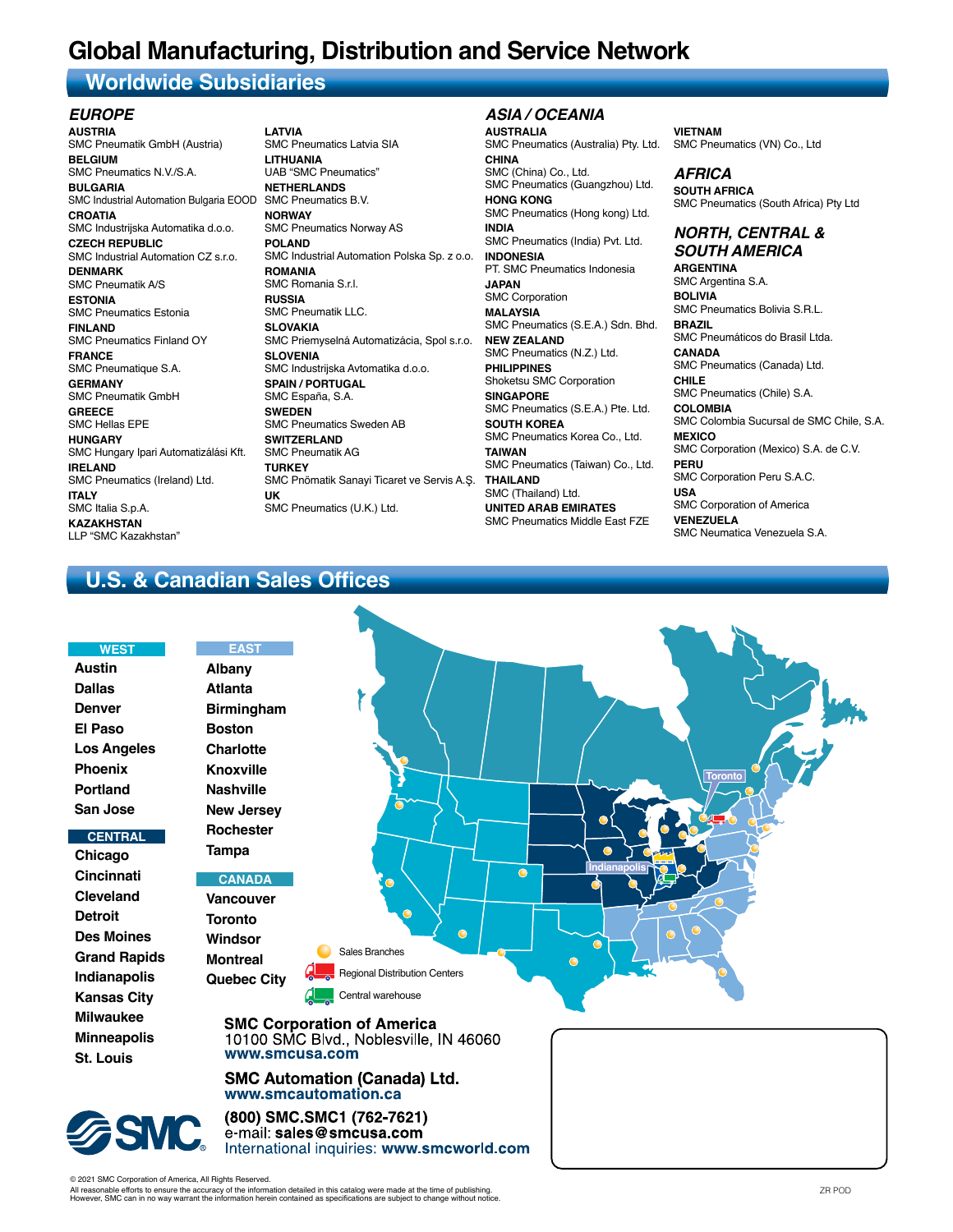# Global Manufacturing, Distribution and Service Network

## Worldwide Subsidiaries

### *EUROPE*

**AUSTRIA**
SMC Pneumatik GmbH (Austria)
**BELGIUM**
SMC Pneumatics N.V./S.A.
**BULGARIA**
SMC Industrial Automation Bulgaria EOOD
**CROATIA**
SMC Industrijska Automatika d.o.o.
**CZECH REPUBLIC**
SMC Industrial Automation CZ s.r.o.
**DENMARK**
SMC Pneumatik A/S
**ESTONIA**
SMC Pneumatics Estonia
**FINLAND**
SMC Pneumatics Finland OY
**FRANCE**
SMC Pneumatique S.A.
**GERMANY**
SMC Pneumatik GmbH
**GREECE**
SMC Hellas EPE
**HUNGARY**
SMC Hungary Ipari Automatizálási Kft.
**IRELAND**
SMC Pneumatics (Ireland) Ltd.
**ITALY**
SMC Italia S.p.A.
**KAZAKHSTAN**
LLP "SMC Kazakhstan"
**LATVIA**
SMC Pneumatics Latvia SIA
**LITHUANIA**
UAB "SMC Pneumatics"
**NETHERLANDS**
SMC Pneumatics B.V.
**NORWAY**
SMC Pneumatics Norway AS
**POLAND**
SMC Industrial Automation Polska Sp. z o.o.
**ROMANIA**
SMC Romania S.r.l.
**RUSSIA**
SMC Pneumatik LLC.
**SLOVAKIA**
SMC Priemyselná Automatizácia, Spol s.r.o.
**SLOVENIA**
SMC Industrijska Avtomatika d.o.o.
**SPAIN / PORTUGAL**
SMC España, S.A.
**SWEDEN**
SMC Pneumatics Sweden AB
**SWITZERLAND**
SMC Pneumatik AG
**TURKEY**
SMC Pnömatik Sanayi Ticaret ve Servis A.Ş.
**UK**
SMC Pneumatics (U.K.) Ltd.

### *ASIA / OCEANIA*

**AUSTRALIA**
SMC Pneumatics (Australia) Pty. Ltd.
**CHINA**
SMC (China) Co., Ltd.
SMC Pneumatics (Guangzhou) Ltd.
**HONG KONG**
SMC Pneumatics (Hong kong) Ltd.
**INDIA**
SMC Pneumatics (India) Pvt. Ltd.
**INDONESIA**
PT. SMC Pneumatics Indonesia
**JAPAN**
SMC Corporation
**MALAYSIA**
SMC Pneumatics (S.E.A.) Sdn. Bhd.
**NEW ZEALAND**
SMC Pneumatics (N.Z.) Ltd.
**PHILIPPINES**
Shoketsu SMC Corporation
**SINGAPORE**
SMC Pneumatics (S.E.A.) Pte. Ltd.
**SOUTH KOREA**
SMC Pneumatics Korea Co., Ltd.
**TAIWAN**
SMC Pneumatics (Taiwan) Co., Ltd.
**THAILAND**
SMC (Thailand) Ltd.
**UNITED ARAB EMIRATES**
SMC Pneumatics Middle East FZE
**VIETNAM**
SMC Pneumatics (VN) Co., Ltd

### *AFRICA*

**SOUTH AFRICA**
SMC Pneumatics (South Africa) Pty Ltd

### *NORTH, CENTRAL & SOUTH AMERICA*

**ARGENTINA**
SMC Argentina S.A.
**BOLIVIA**
SMC Pneumatics Bolivia S.R.L.
**BRAZIL**
SMC Pneumáticos do Brasil Ltda.
**CANADA**
SMC Pneumatics (Canada) Ltd.
**CHILE**
SMC Pneumatics (Chile) S.A.
**COLOMBIA**
SMC Colombia Sucursal de SMC Chile, S.A.
**MEXICO**
SMC Corporation (Mexico) S.A. de C.V.
**PERU**
SMC Corporation Peru S.A.C.
**USA**
SMC Corporation of America
**VENEZUELA**
SMC Neumatica Venezuela S.A.

## U.S. & Canadian Sales Offices

**WEST**
- Austin
- Dallas
- Denver
- El Paso
- Los Angeles
- Phoenix
- Portland
- San Jose

**CENTRAL**
- Chicago
- Cincinnati
- Cleveland
- Detroit
- Des Moines
- Grand Rapids
- Indianapolis
- Kansas City
- Milwaukee
- Minneapolis
- St. Louis

**EAST**
- Albany
- Atlanta
- Birmingham
- Boston
- Charlotte
- Knoxville
- Nashville
- New Jersey
- Rochester
- Tampa

**CANADA**
- Vancouver
- Toronto
- Windsor
- Montreal
- Quebec City

Toronto
Indianapolis
Sales Branches
Regional Distribution Centers
Central warehouse

**SMC Corporation of America**
10100 SMC Blvd., Noblesville, IN 46060
**www.smcusa.com**

**SMC Automation (Canada) Ltd.**
**www.smcautomation.ca**

**(800) SMC.SMC1 (762-7621)**
e-mail: **sales@smcusa.com**
International inquiries: **www.smcworld.com**

© 2021 SMC Corporation of America, All Rights Reserved.
All reasonable efforts to ensure the accuracy of the information detailed in this catalog were made at the time of publishing. However, SMC can in no way warrant the information herein contained as specifications are subject to change without notice.

ZR POD